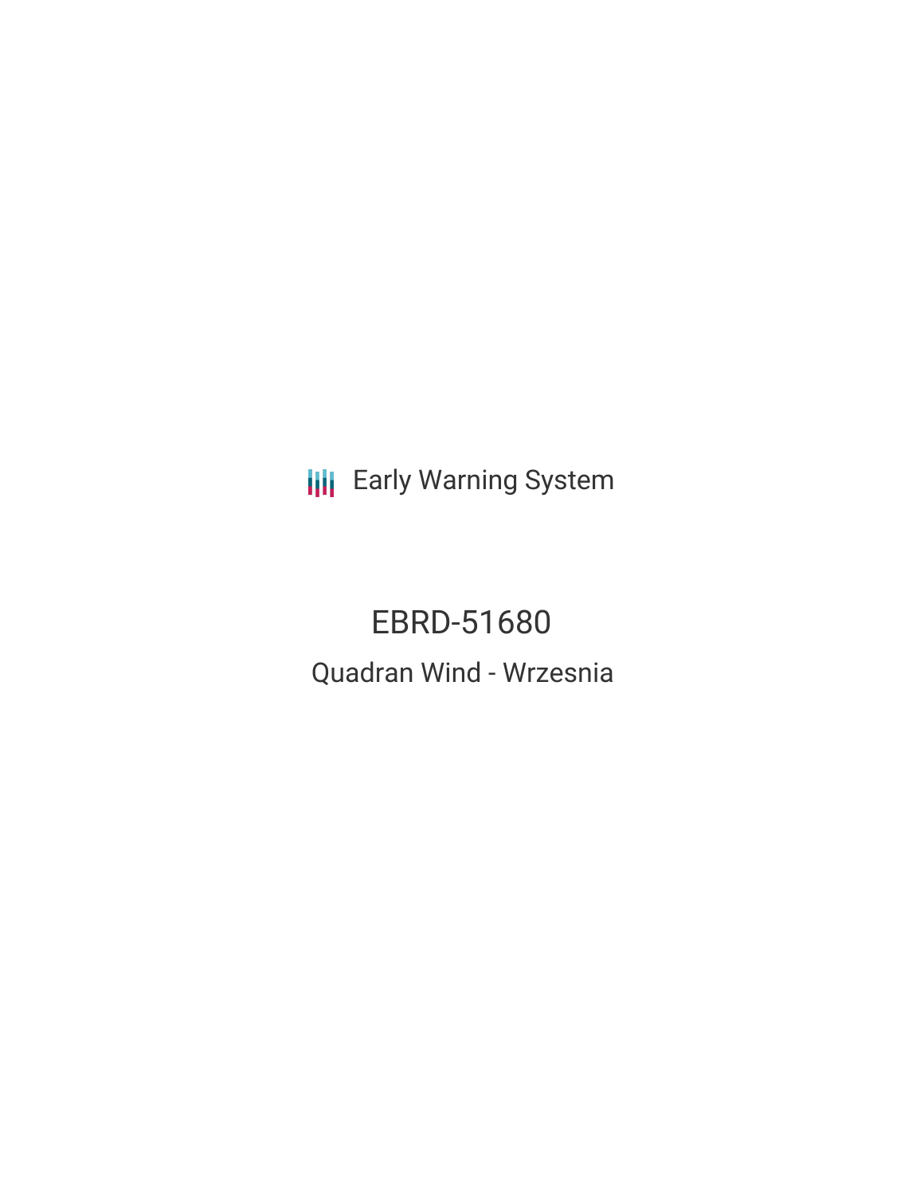Early Warning System

# EBRD-51680

## Quadran Wind - Wrzesnia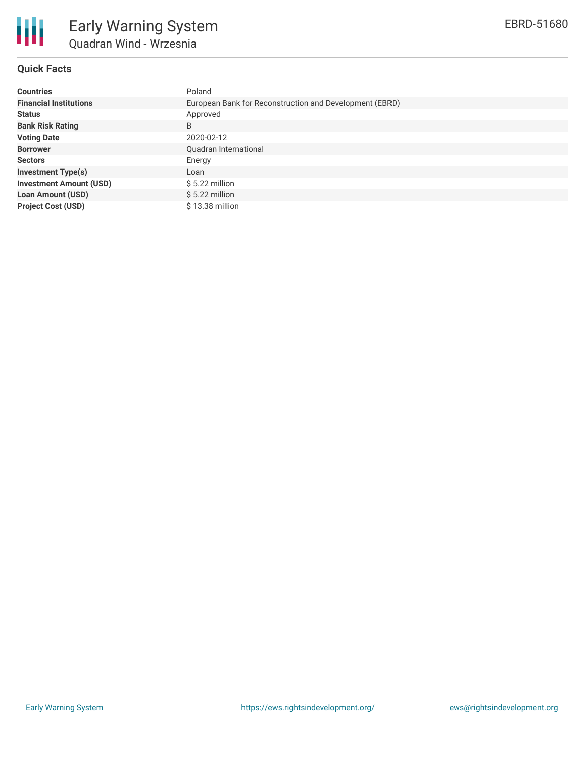# Early Warning System

## Quadran Wind - Wrzesnia

EBRD-51680

### Quick Facts

| | |
|---|---|
| **Countries** | Poland |
| **Financial Institutions** | European Bank for Reconstruction and Development (EBRD) |
| **Status** | Approved |
| **Bank Risk Rating** | B |
| **Voting Date** | 2020-02-12 |
| **Borrower** | Quadran International |
| **Sectors** | Energy |
| **Investment Type(s)** | Loan |
| **Investment Amount (USD)** | $ 5.22 million |
| **Loan Amount (USD)** | $ 5.22 million |
| **Project Cost (USD)** | $ 13.38 million |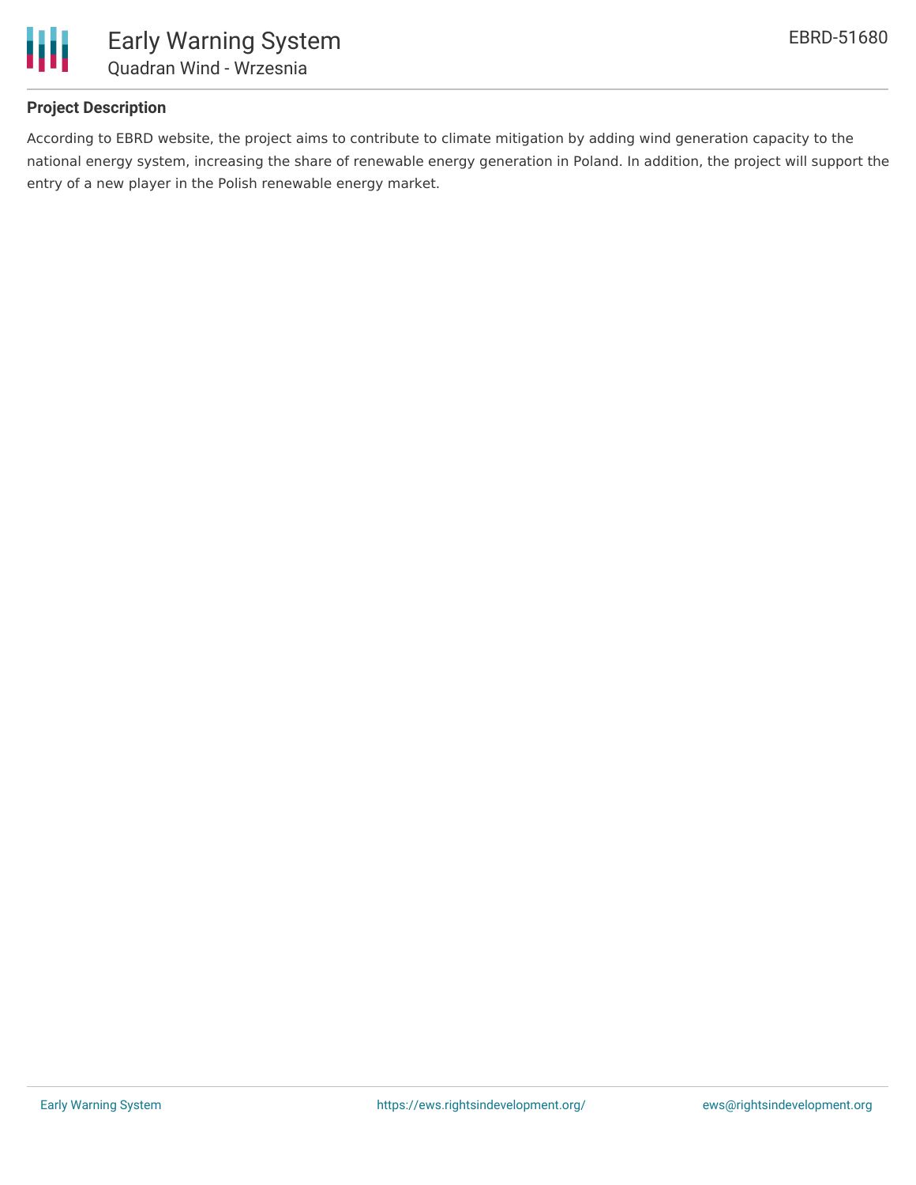## Project Description

According to EBRD website, the project aims to contribute to climate mitigation by adding wind generation capacity to the national energy system, increasing the share of renewable energy generation in Poland. In addition, the project will support the entry of a new player in the Polish renewable energy market.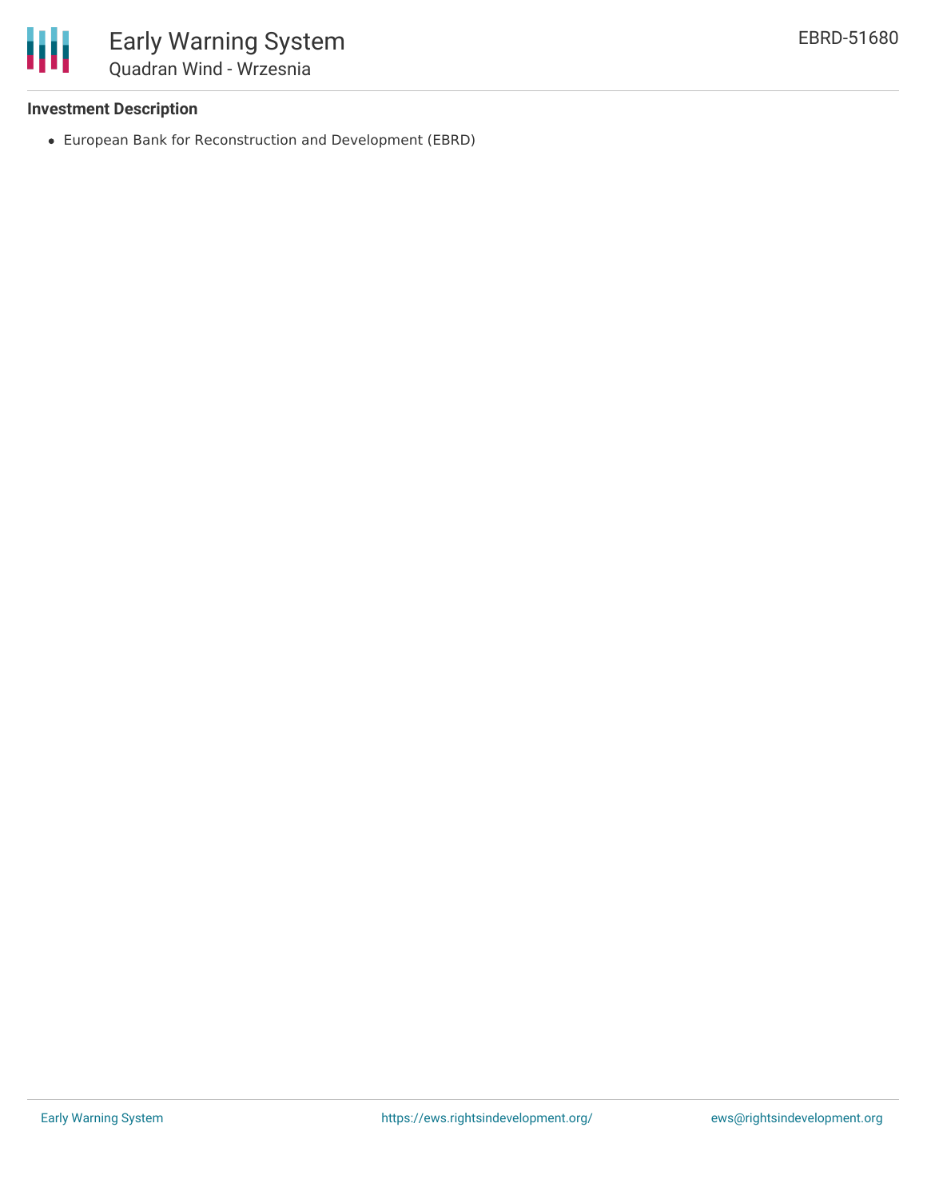### Investment Description

- European Bank for Reconstruction and Development (EBRD)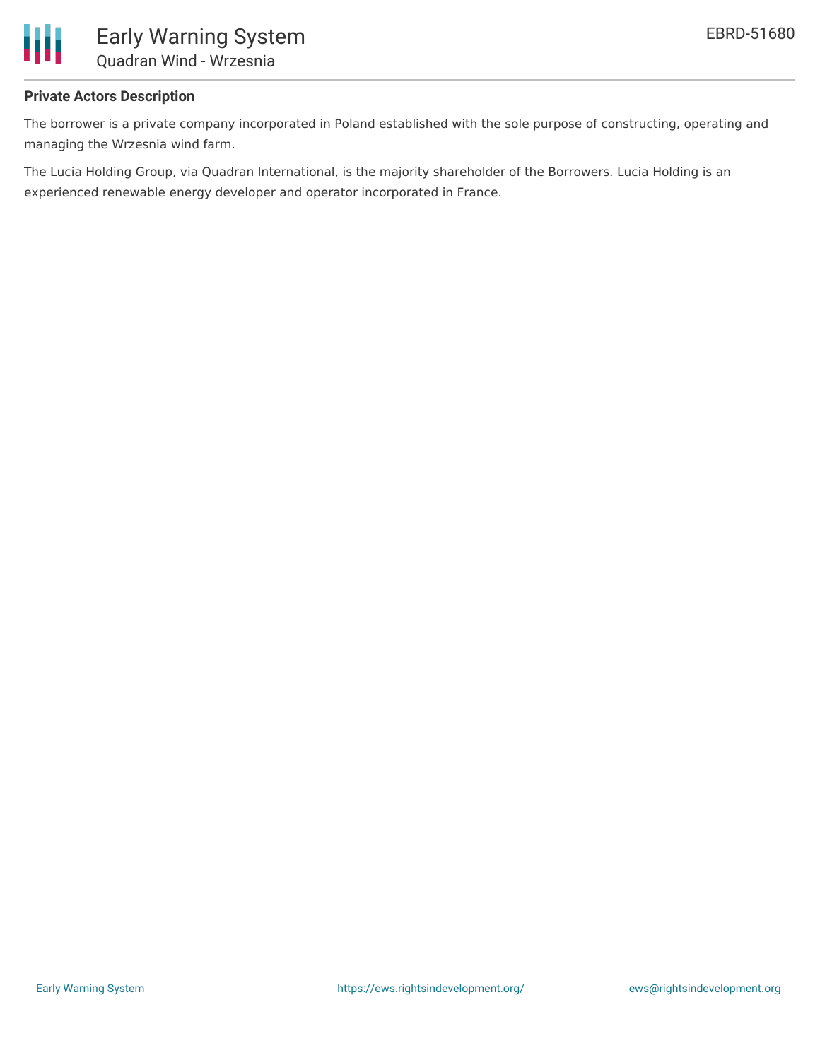**Private Actors Description**

The borrower is a private company incorporated in Poland established with the sole purpose of constructing, operating and managing the Wrzesnia wind farm.

The Lucia Holding Group, via Quadran International, is the majority shareholder of the Borrowers. Lucia Holding is an experienced renewable energy developer and operator incorporated in France.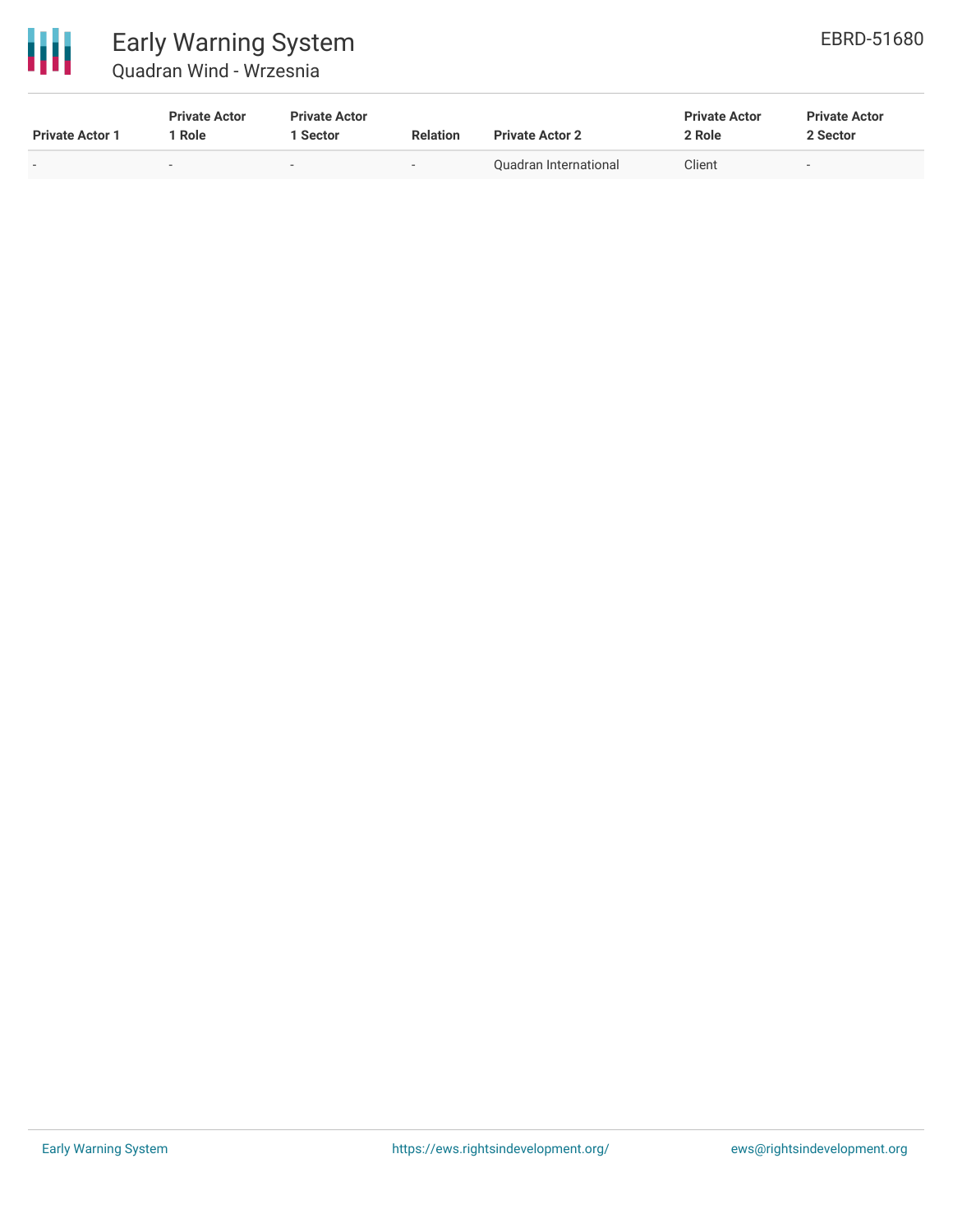| Private Actor 1 | Private Actor 1 Role | Private Actor 1 Sector | Relation | Private Actor 2 | Private Actor 2 Role | Private Actor 2 Sector |
|---|---|---|---|---|---|---|
| - | - | - | - | Quadran International | Client | - |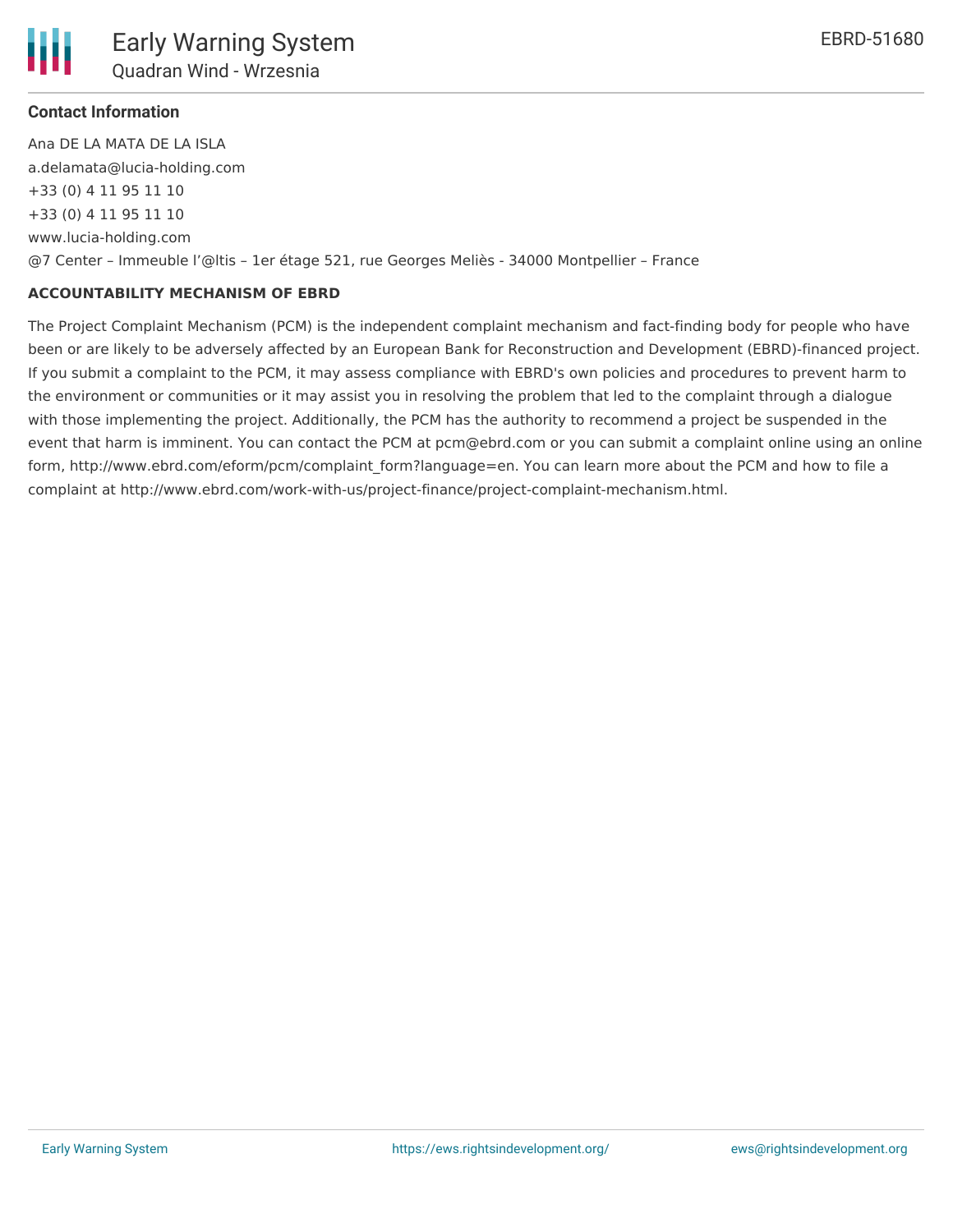**Contact Information**

Ana DE LA MATA DE LA ISLA
a.delamata@lucia-holding.com
+33 (0) 4 11 95 11 10
+33 (0) 4 11 95 11 10
www.lucia-holding.com
@7 Center – Immeuble l'@ltis – 1er étage 521, rue Georges Meliès - 34000 Montpellier – France

**ACCOUNTABILITY MECHANISM OF EBRD**

The Project Complaint Mechanism (PCM) is the independent complaint mechanism and fact-finding body for people who have been or are likely to be adversely affected by an European Bank for Reconstruction and Development (EBRD)-financed project. If you submit a complaint to the PCM, it may assess compliance with EBRD's own policies and procedures to prevent harm to the environment or communities or it may assist you in resolving the problem that led to the complaint through a dialogue with those implementing the project. Additionally, the PCM has the authority to recommend a project be suspended in the event that harm is imminent. You can contact the PCM at pcm@ebrd.com or you can submit a complaint online using an online form, http://www.ebrd.com/eform/pcm/complaint_form?language=en. You can learn more about the PCM and how to file a complaint at http://www.ebrd.com/work-with-us/project-finance/project-complaint-mechanism.html.